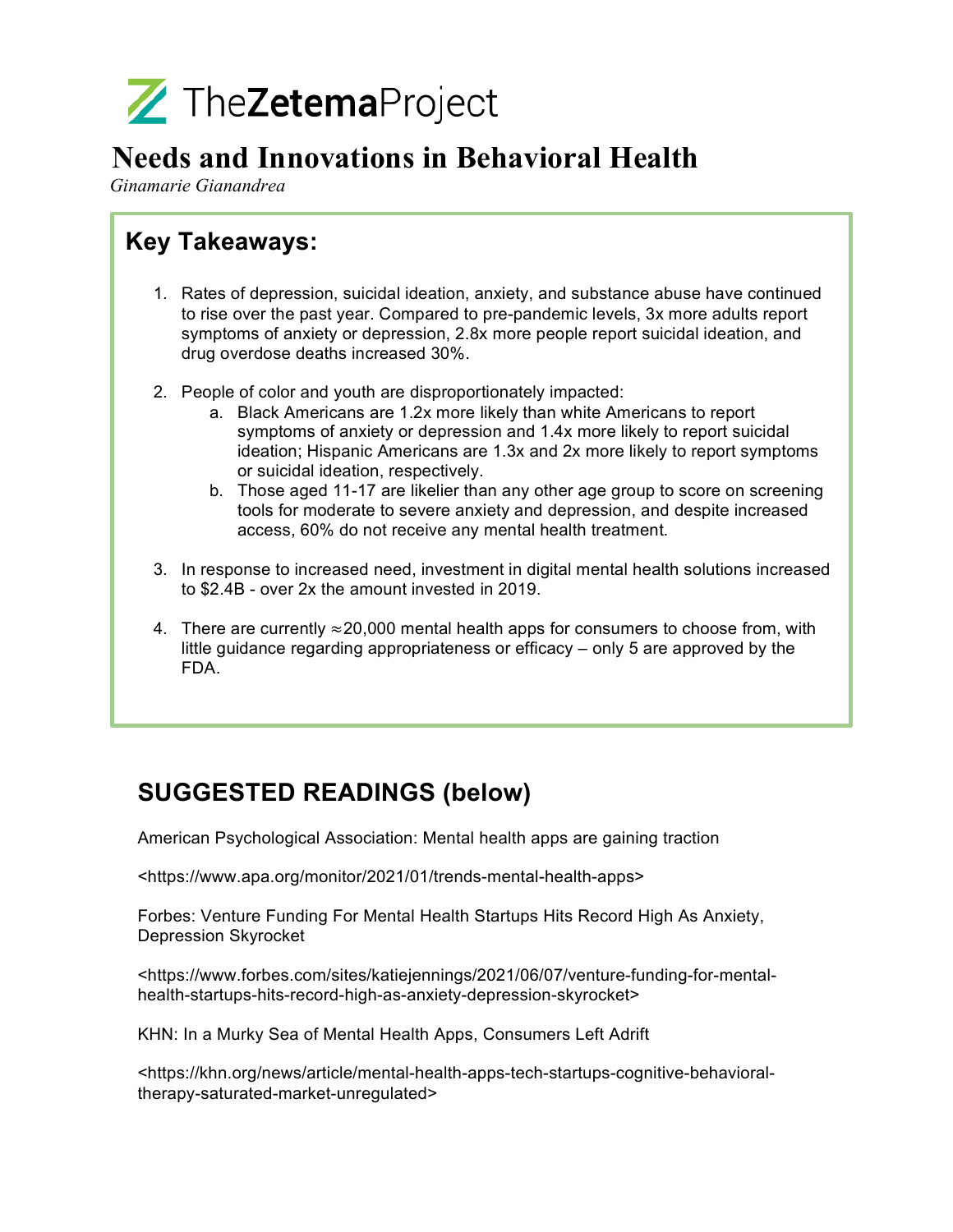TheZetemaProject

# Needs and Innovations in Behavioral Health

*Ginamarie Gianandrea*

## Key Takeaways:

1. Rates of depression, suicidal ideation, anxiety, and substance abuse have continued to rise over the past year. Compared to pre-pandemic levels, 3x more adults report symptoms of anxiety or depression, 2.8x more people report suicidal ideation, and drug overdose deaths increased 30%.
2. People of color and youth are disproportionately impacted:
   a. Black Americans are 1.2x more likely than white Americans to report symptoms of anxiety or depression and 1.4x more likely to report suicidal ideation; Hispanic Americans are 1.3x and 2x more likely to report symptoms or suicidal ideation, respectively.
   b. Those aged 11-17 are likelier than any other age group to score on screening tools for moderate to severe anxiety and depression, and despite increased access, 60% do not receive any mental health treatment.
3. In response to increased need, investment in digital mental health solutions increased to $2.4B - over 2x the amount invested in 2019.
4. There are currently ≈20,000 mental health apps for consumers to choose from, with little guidance regarding appropriateness or efficacy – only 5 are approved by the FDA.

## SUGGESTED READINGS (below)

American Psychological Association: Mental health apps are gaining traction

<https://www.apa.org/monitor/2021/01/trends-mental-health-apps>

Forbes: Venture Funding For Mental Health Startups Hits Record High As Anxiety, Depression Skyrocket

<https://www.forbes.com/sites/katiejennings/2021/06/07/venture-funding-for-mental-health-startups-hits-record-high-as-anxiety-depression-skyrocket>

KHN: In a Murky Sea of Mental Health Apps, Consumers Left Adrift

<https://khn.org/news/article/mental-health-apps-tech-startups-cognitive-behavioral-therapy-saturated-market-unregulated>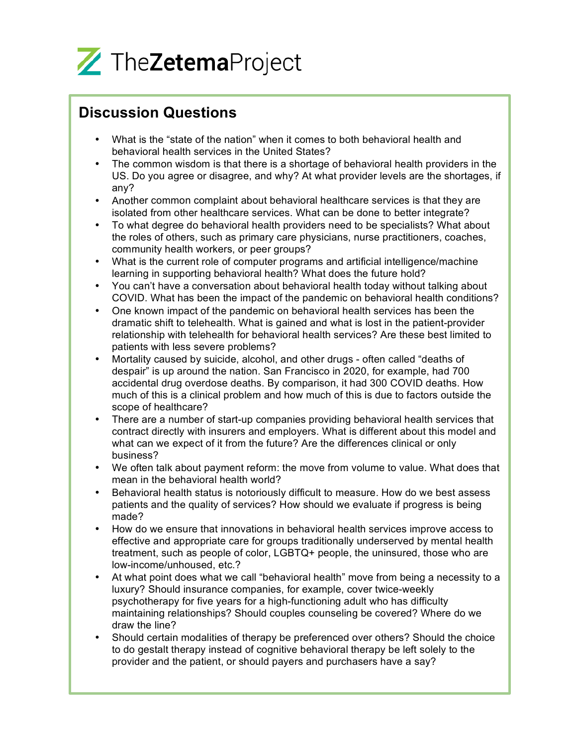TheZetemaProject

## Discussion Questions

- What is the "state of the nation" when it comes to both behavioral health and behavioral health services in the United States?
- The common wisdom is that there is a shortage of behavioral health providers in the US. Do you agree or disagree, and why? At what provider levels are the shortages, if any?
- Another common complaint about behavioral healthcare services is that they are isolated from other healthcare services. What can be done to better integrate?
- To what degree do behavioral health providers need to be specialists? What about the roles of others, such as primary care physicians, nurse practitioners, coaches, community health workers, or peer groups?
- What is the current role of computer programs and artificial intelligence/machine learning in supporting behavioral health? What does the future hold?
- You can't have a conversation about behavioral health today without talking about COVID. What has been the impact of the pandemic on behavioral health conditions?
- One known impact of the pandemic on behavioral health services has been the dramatic shift to telehealth. What is gained and what is lost in the patient-provider relationship with telehealth for behavioral health services? Are these best limited to patients with less severe problems?
- Mortality caused by suicide, alcohol, and other drugs - often called "deaths of despair" is up around the nation. San Francisco in 2020, for example, had 700 accidental drug overdose deaths. By comparison, it had 300 COVID deaths. How much of this is a clinical problem and how much of this is due to factors outside the scope of healthcare?
- There are a number of start-up companies providing behavioral health services that contract directly with insurers and employers. What is different about this model and what can we expect of it from the future? Are the differences clinical or only business?
- We often talk about payment reform: the move from volume to value. What does that mean in the behavioral health world?
- Behavioral health status is notoriously difficult to measure. How do we best assess patients and the quality of services? How should we evaluate if progress is being made?
- How do we ensure that innovations in behavioral health services improve access to effective and appropriate care for groups traditionally underserved by mental health treatment, such as people of color, LGBTQ+ people, the uninsured, those who are low-income/unhoused, etc.?
- At what point does what we call "behavioral health" move from being a necessity to a luxury? Should insurance companies, for example, cover twice-weekly psychotherapy for five years for a high-functioning adult who has difficulty maintaining relationships? Should couples counseling be covered? Where do we draw the line?
- Should certain modalities of therapy be preferenced over others? Should the choice to do gestalt therapy instead of cognitive behavioral therapy be left solely to the provider and the patient, or should payers and purchasers have a say?